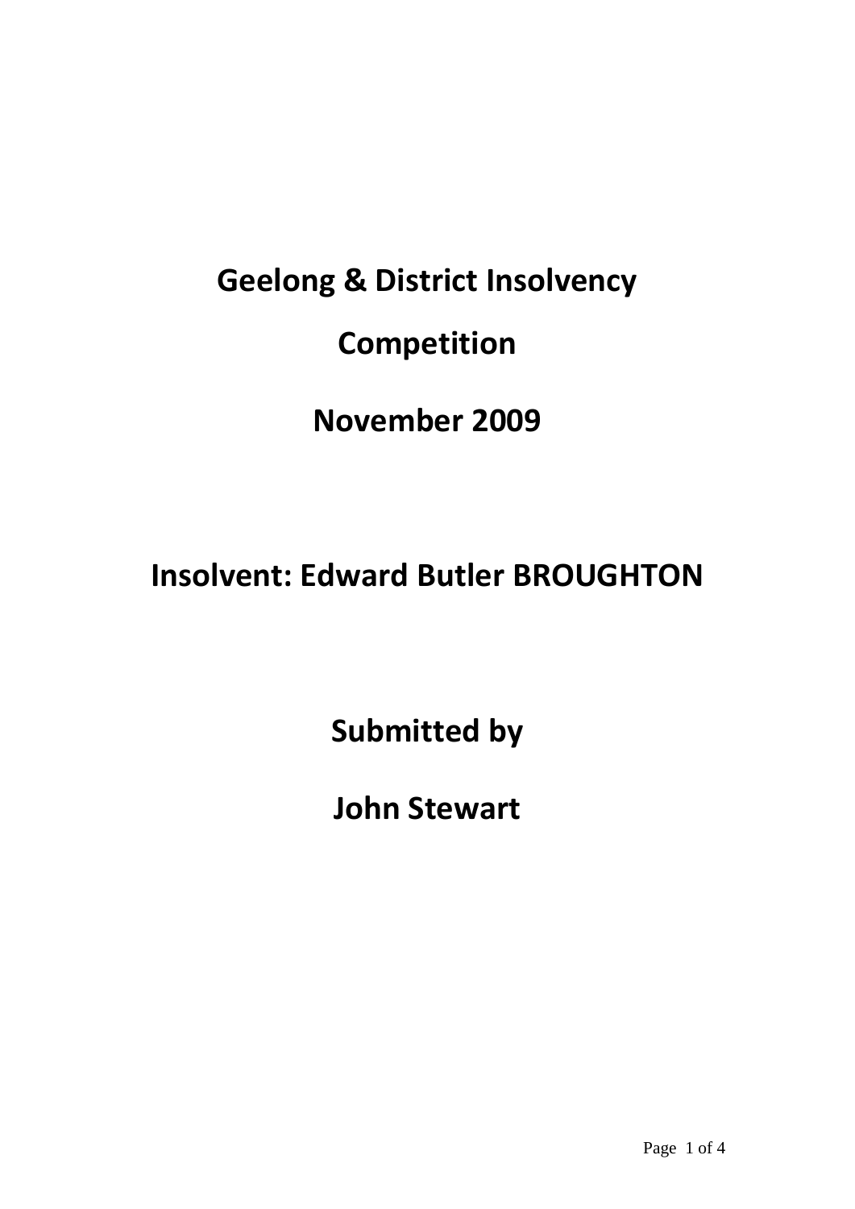# Geelong & District Insolvency Competition

# November 2009

# Insolvent: Edward Butler BROUGHTON

## Submitted by

## John Stewart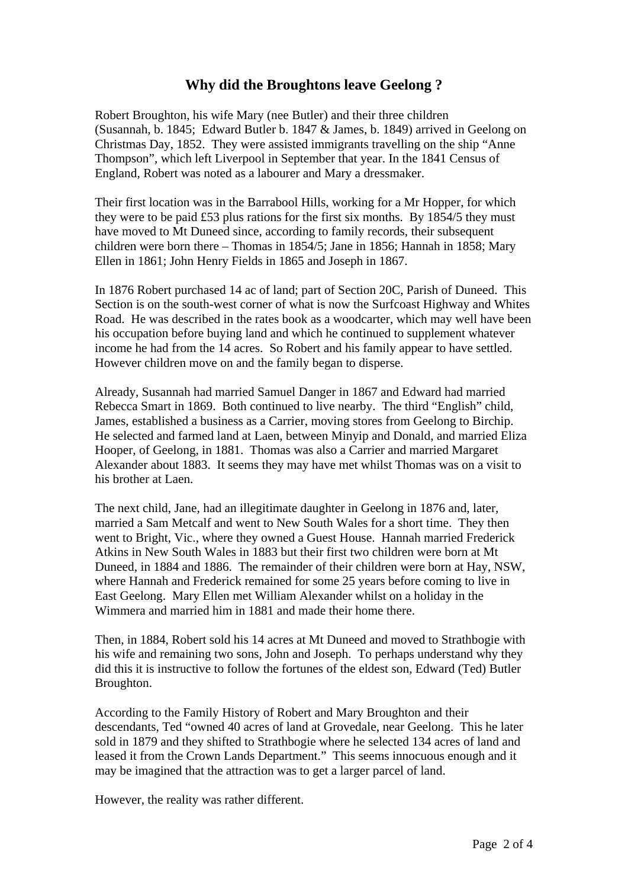## Why did the Broughtons leave Geelong ?

Robert Broughton, his wife Mary (nee Butler) and their three children (Susannah, b. 1845; Edward Butler b. 1847 & James, b. 1849) arrived in Geelong on Christmas Day, 1852. They were assisted immigrants travelling on the ship "Anne Thompson", which left Liverpool in September that year. In the 1841 Census of England, Robert was noted as a labourer and Mary a dressmaker.

Their first location was in the Barrabool Hills, working for a Mr Hopper, for which they were to be paid £53 plus rations for the first six months. By 1854/5 they must have moved to Mt Duneed since, according to family records, their subsequent children were born there – Thomas in 1854/5; Jane in 1856; Hannah in 1858; Mary Ellen in 1861; John Henry Fields in 1865 and Joseph in 1867.

In 1876 Robert purchased 14 ac of land; part of Section 20C, Parish of Duneed. This Section is on the south-west corner of what is now the Surfcoast Highway and Whites Road. He was described in the rates book as a woodcarter, which may well have been his occupation before buying land and which he continued to supplement whatever income he had from the 14 acres. So Robert and his family appear to have settled. However children move on and the family began to disperse.

Already, Susannah had married Samuel Danger in 1867 and Edward had married Rebecca Smart in 1869. Both continued to live nearby. The third "English" child, James, established a business as a Carrier, moving stores from Geelong to Birchip. He selected and farmed land at Laen, between Minyip and Donald, and married Eliza Hooper, of Geelong, in 1881. Thomas was also a Carrier and married Margaret Alexander about 1883. It seems they may have met whilst Thomas was on a visit to his brother at Laen.

The next child, Jane, had an illegitimate daughter in Geelong in 1876 and, later, married a Sam Metcalf and went to New South Wales for a short time. They then went to Bright, Vic., where they owned a Guest House. Hannah married Frederick Atkins in New South Wales in 1883 but their first two children were born at Mt Duneed, in 1884 and 1886. The remainder of their children were born at Hay, NSW, where Hannah and Frederick remained for some 25 years before coming to live in East Geelong. Mary Ellen met William Alexander whilst on a holiday in the Wimmera and married him in 1881 and made their home there.

Then, in 1884, Robert sold his 14 acres at Mt Duneed and moved to Strathbogie with his wife and remaining two sons, John and Joseph. To perhaps understand why they did this it is instructive to follow the fortunes of the eldest son, Edward (Ted) Butler Broughton.

According to the Family History of Robert and Mary Broughton and their descendants, Ted "owned 40 acres of land at Grovedale, near Geelong. This he later sold in 1879 and they shifted to Strathbogie where he selected 134 acres of land and leased it from the Crown Lands Department." This seems innocuous enough and it may be imagined that the attraction was to get a larger parcel of land.

However, the reality was rather different.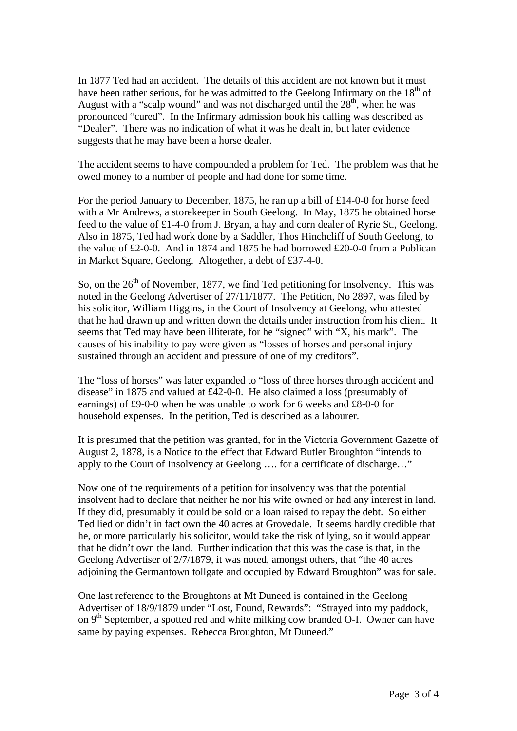In 1877 Ted had an accident. The details of this accident are not known but it must have been rather serious, for he was admitted to the Geelong Infirmary on the 18th of August with a "scalp wound" and was not discharged until the 28th, when he was pronounced "cured". In the Infirmary admission book his calling was described as "Dealer". There was no indication of what it was he dealt in, but later evidence suggests that he may have been a horse dealer.

The accident seems to have compounded a problem for Ted. The problem was that he owed money to a number of people and had done for some time.

For the period January to December, 1875, he ran up a bill of £14-0-0 for horse feed with a Mr Andrews, a storekeeper in South Geelong. In May, 1875 he obtained horse feed to the value of £1-4-0 from J. Bryan, a hay and corn dealer of Ryrie St., Geelong. Also in 1875, Ted had work done by a Saddler, Thos Hinchcliff of South Geelong, to the value of £2-0-0. And in 1874 and 1875 he had borrowed £20-0-0 from a Publican in Market Square, Geelong. Altogether, a debt of £37-4-0.

So, on the 26th of November, 1877, we find Ted petitioning for Insolvency. This was noted in the Geelong Advertiser of 27/11/1877. The Petition, No 2897, was filed by his solicitor, William Higgins, in the Court of Insolvency at Geelong, who attested that he had drawn up and written down the details under instruction from his client. It seems that Ted may have been illiterate, for he "signed" with "X, his mark". The causes of his inability to pay were given as "losses of horses and personal injury sustained through an accident and pressure of one of my creditors".

The "loss of horses" was later expanded to "loss of three horses through accident and disease" in 1875 and valued at £42-0-0. He also claimed a loss (presumably of earnings) of £9-0-0 when he was unable to work for 6 weeks and £8-0-0 for household expenses. In the petition, Ted is described as a labourer.

It is presumed that the petition was granted, for in the Victoria Government Gazette of August 2, 1878, is a Notice to the effect that Edward Butler Broughton "intends to apply to the Court of Insolvency at Geelong …. for a certificate of discharge…"

Now one of the requirements of a petition for insolvency was that the potential insolvent had to declare that neither he nor his wife owned or had any interest in land. If they did, presumably it could be sold or a loan raised to repay the debt. So either Ted lied or didn't in fact own the 40 acres at Grovedale. It seems hardly credible that he, or more particularly his solicitor, would take the risk of lying, so it would appear that he didn't own the land. Further indication that this was the case is that, in the Geelong Advertiser of 2/7/1879, it was noted, amongst others, that "the 40 acres adjoining the Germantown tollgate and <u>occupied</u> by Edward Broughton" was for sale.

One last reference to the Broughtons at Mt Duneed is contained in the Geelong Advertiser of 18/9/1879 under "Lost, Found, Rewards": "Strayed into my paddock, on 9th September, a spotted red and white milking cow branded O-I. Owner can have same by paying expenses. Rebecca Broughton, Mt Duneed."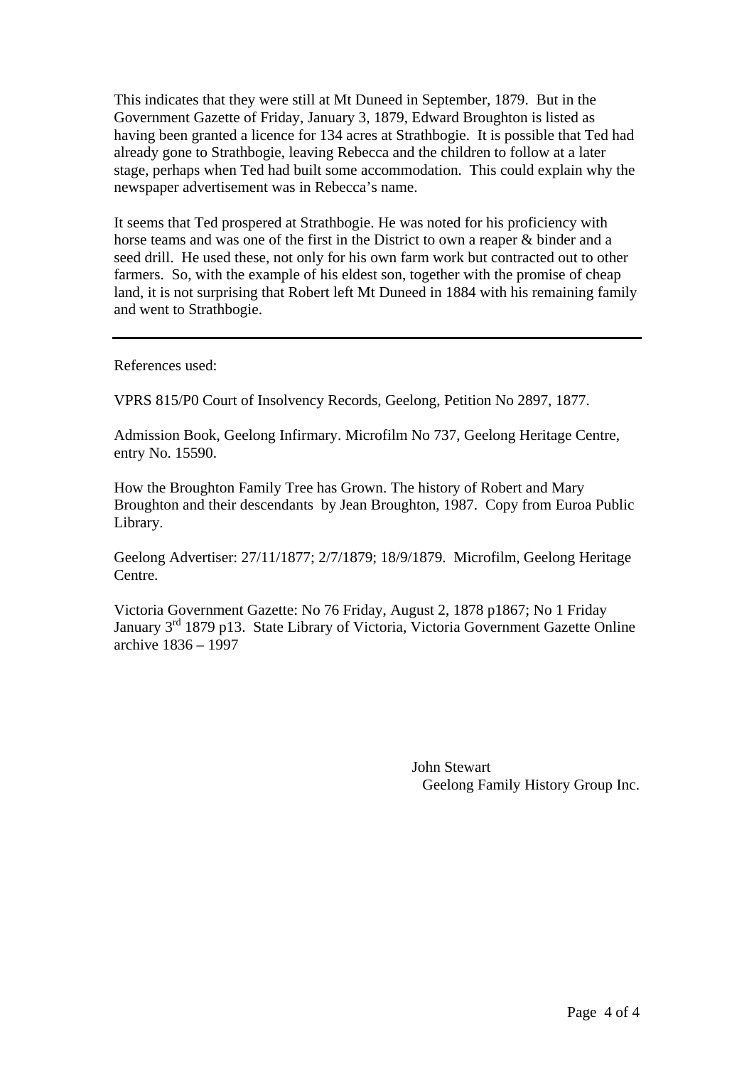This indicates that they were still at Mt Duneed in September, 1879. But in the Government Gazette of Friday, January 3, 1879, Edward Broughton is listed as having been granted a licence for 134 acres at Strathbogie. It is possible that Ted had already gone to Strathbogie, leaving Rebecca and the children to follow at a later stage, perhaps when Ted had built some accommodation. This could explain why the newspaper advertisement was in Rebecca's name.

It seems that Ted prospered at Strathbogie. He was noted for his proficiency with horse teams and was one of the first in the District to own a reaper & binder and a seed drill. He used these, not only for his own farm work but contracted out to other farmers. So, with the example of his eldest son, together with the promise of cheap land, it is not surprising that Robert left Mt Duneed in 1884 with his remaining family and went to Strathbogie.

---

References used:

VPRS 815/P0 Court of Insolvency Records, Geelong, Petition No 2897, 1877.

Admission Book, Geelong Infirmary. Microfilm No 737, Geelong Heritage Centre, entry No. 15590.

How the Broughton Family Tree has Grown. The history of Robert and Mary Broughton and their descendants by Jean Broughton, 1987. Copy from Euroa Public Library.

Geelong Advertiser: 27/11/1877; 2/7/1879; 18/9/1879. Microfilm, Geelong Heritage Centre.

Victoria Government Gazette: No 76 Friday, August 2, 1878 p1867; No 1 Friday January 3rd 1879 p13. State Library of Victoria, Victoria Government Gazette Online archive 1836 – 1997

John Stewart
Geelong Family History Group Inc.